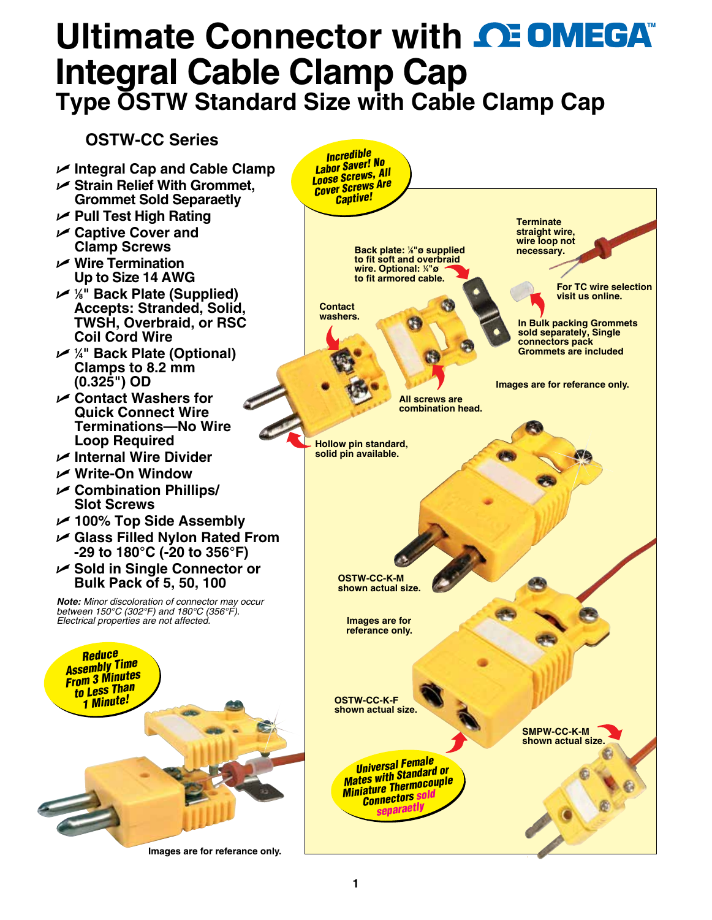# Ultimate Connector with OMEGA Integral Cable Clamp Cap

## Type OSTW Standard Size with Cable Clamp Cap

### OSTW-CC Series

- Integral Cap and Cable Clamp
- Strain Relief With Grommet, Grommet Sold Separaetly
- Pull Test High Rating
- Captive Cover and Clamp Screws
- Wire Termination Up to Size 14 AWG
- ⅛" Back Plate (Supplied) Accepts: Stranded, Solid, TWSH, Overbraid, or RSC Coil Cord Wire
- ¼" Back Plate (Optional) Clamps to 8.2 mm (0.325") OD
- Contact Washers for Quick Connect Wire Terminations—No Wire Loop Required
- Internal Wire Divider
- Write-On Window
- Combination Phillips/ Slot Screws
- 100% Top Side Assembly
- Glass Filled Nylon Rated From -29 to 180°C (-20 to 356°F)
- Sold in Single Connector or Bulk Pack of 5, 50, 100

***Note:*** *Minor discoloration of connector may occur between 150°C (302°F) and 180°C (356°F). Electrical properties are not affected.*

**Reduce Assembly Time From 3 Minutes to Less Than 1 Minute!**

Images are for referance only.

**Incredible Labor Saver! No Loose Screws, All Cover Screws Are Captive!**

Terminate straight wire, wire loop not necessary.

Back plate: ⅛"ø supplied to fit soft and overbraid wire. Optional: ¼"ø to fit armored cable.

For TC wire selection visit us online.

Contact washers.

In Bulk packing Grommets sold separately, Single connectors pack Grommets are included

All screws are combination head.

Images are for referance only.

Hollow pin standard, solid pin available.

OSTW-CC-K-M shown actual size.

Images are for referance only.

OSTW-CC-K-F shown actual size.

SMPW-CC-K-M shown actual size.

**Universal Female Mates with Standard or Miniature Thermocouple Connectors sold separaetly**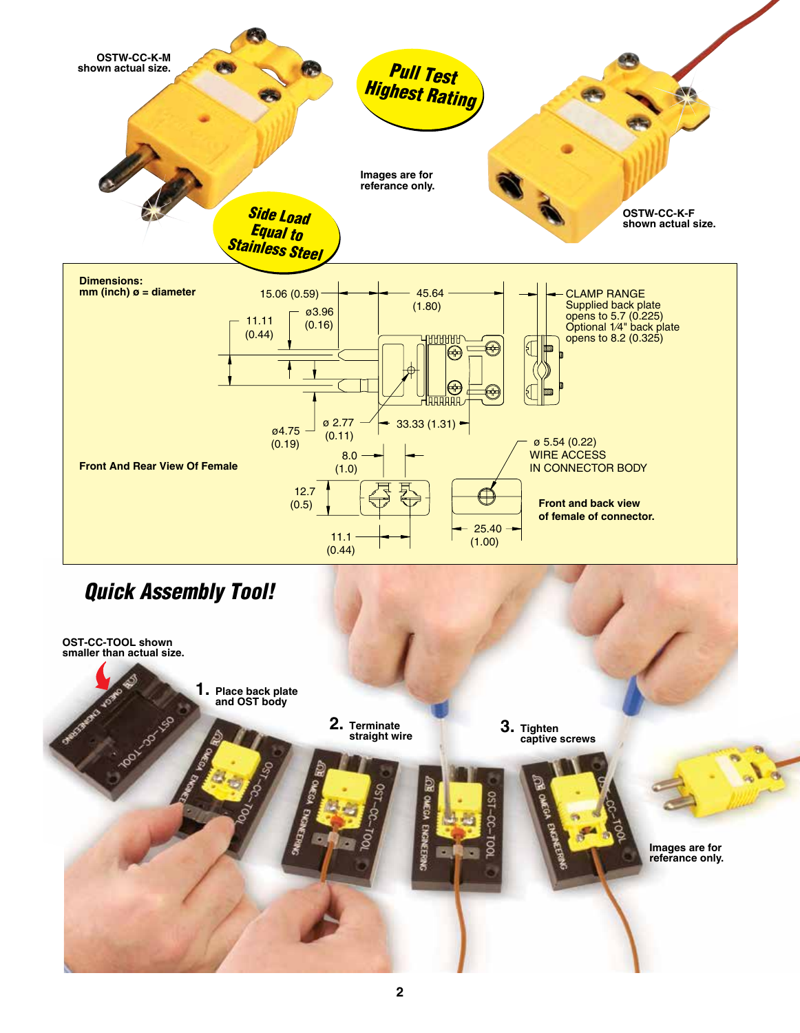OSTW-CC-K-M shown actual size.

**Pull Test Highest Rating**

**Side Load Equal to Stainless Steel**

Images are for referance only.

OSTW-CC-K-F shown actual size.

**Dimensions:**
**mm (inch) ø = diameter**

15.06 (0.59)

45.64 (1.80)

ø3.96 (0.16)

11.11 (0.44)

CLAMP RANGE
Supplied back plate opens to 5.7 (0.225)
Optional 1⁄4" back plate opens to 8.2 (0.325)

ø4.75 (0.19)

ø 2.77 (0.11)

33.33 (1.31)

ø 5.54 (0.22)
WIRE ACCESS
IN CONNECTOR BODY

**Front And Rear View Of Female**

8.0 (1.0)

12.7 (0.5)

11.1 (0.44)

25.40 (1.00)

**Front and back view of female of connector.**

## *Quick Assembly Tool!*

**OST-CC-TOOL shown smaller than actual size.**

1. **Place back plate and OST body**
2. **Terminate straight wire**
3. **Tighten captive screws**

**Images are for referance only.**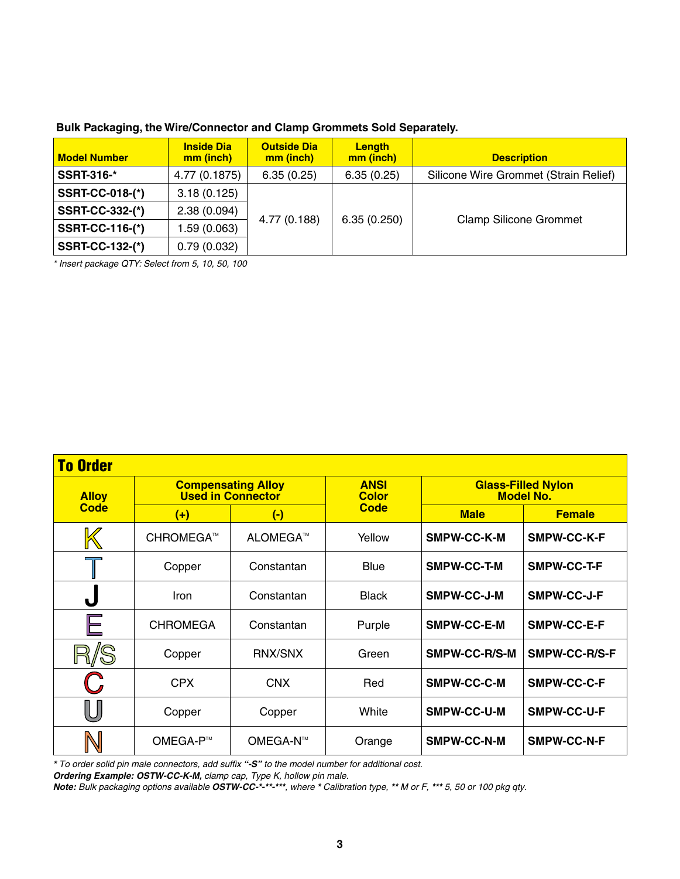**Bulk Packaging, the Wire/Connector and Clamp Grommets Sold Separately.**

| Model Number | Inside Dia mm (inch) | Outside Dia mm (inch) | Length mm (inch) | Description |
|---|---|---|---|---|
| **SSRT-316-*** | 4.77 (0.1875) | 6.35 (0.25) | 6.35 (0.25) | Silicone Wire Grommet (Strain Relief) |
| **SSRT-CC-018-(*)** | 3.18 (0.125) | 4.77 (0.188) | 6.35 (0.250) | Clamp Silicone Grommet |
| **SSRT-CC-332-(*)** | 2.38 (0.094) | | | |
| **SSRT-CC-116-(*)** | 1.59 (0.063) | | | |
| **SSRT-CC-132-(*)** | 0.79 (0.032) | | | |

*\* Insert package QTY: Select from 5, 10, 50, 100*

## To Order

| Alloy Code | Compensating Alloy Used in Connector | | ANSI Color Code | Glass-Filled Nylon Model No. | |
|---|---|---|---|---|---|
| | (+) | (-) | | Male | Female |
| K | CHROMEGA™ | ALOMEGA™ | Yellow | **SMPW-CC-K-M** | **SMPW-CC-K-F** |
| T | Copper | Constantan | Blue | **SMPW-CC-T-M** | **SMPW-CC-T-F** |
| J | Iron | Constantan | Black | **SMPW-CC-J-M** | **SMPW-CC-J-F** |
| E | CHROMEGA | Constantan | Purple | **SMPW-CC-E-M** | **SMPW-CC-E-F** |
| R/S | Copper | RNX/SNX | Green | **SMPW-CC-R/S-M** | **SMPW-CC-R/S-F** |
| C | CPX | CNX | Red | **SMPW-CC-C-M** | **SMPW-CC-C-F** |
| U | Copper | Copper | White | **SMPW-CC-U-M** | **SMPW-CC-U-F** |
| N | OMEGA-P™ | OMEGA-N™ | Orange | **SMPW-CC-N-M** | **SMPW-CC-N-F** |

*\* To order solid pin male connectors, add suffix **"-S"** to the model number for additional cost.*
***Ordering Example: OSTW-CC-K-M,** clamp cap, Type K, hollow pin male.*
***Note:** Bulk packaging options available **OSTW-CC-\*-\*\*-\*\*\***, where \* Calibration type, \*\* M or F, \*\*\* 5, 50 or 100 pkg qty.*